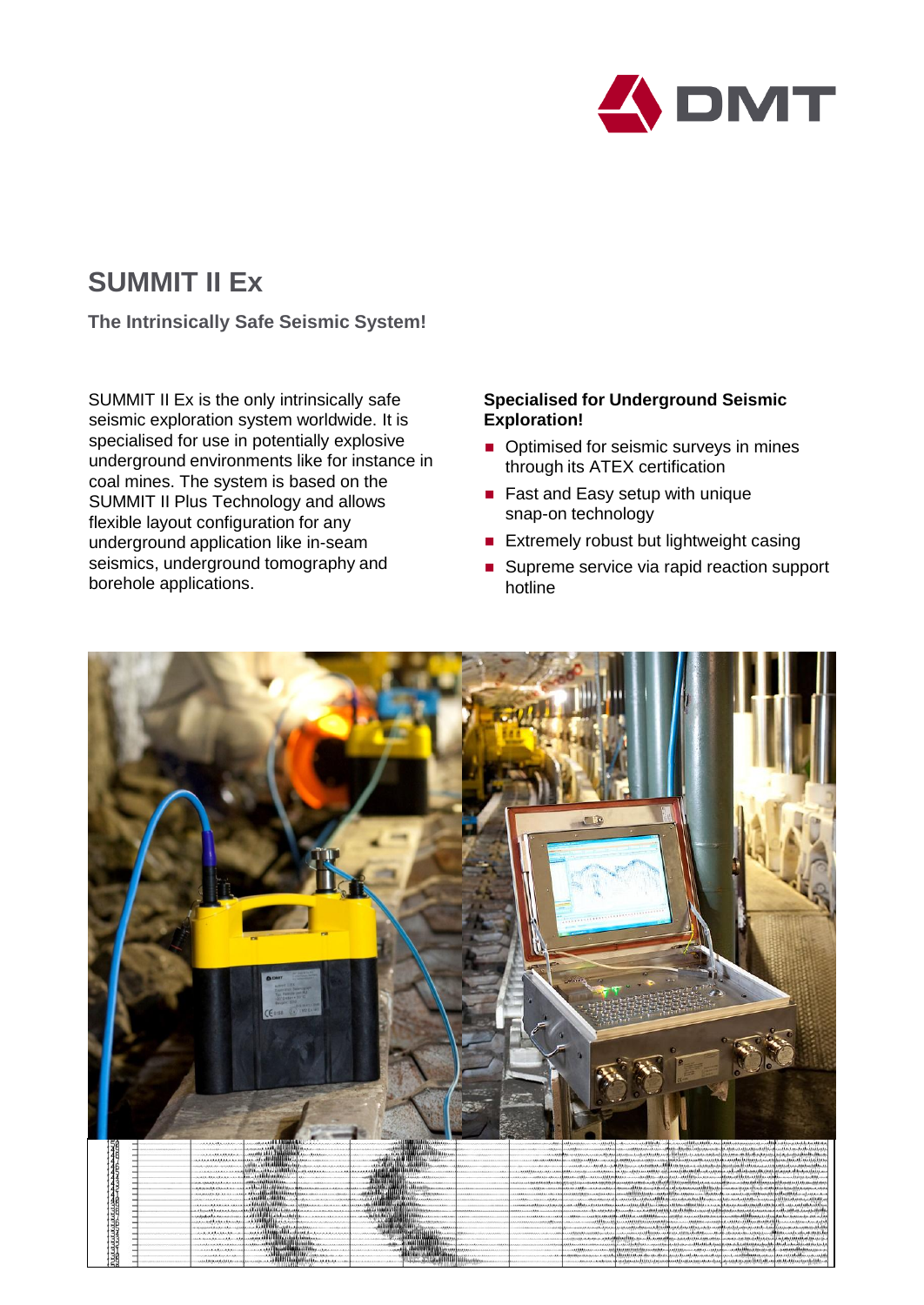# SUMMIT II Ex

**The Intrinsically Safe Seismic System!**

SUMMIT II Ex is the only intrinsically safe seismic exploration system worldwide. It is specialised for use in potentially explosive underground environments like for instance in coal mines. The system is based on the SUMMIT II Plus Technology and allows flexible layout configuration for any underground application like in-seam seismics, underground tomography and borehole applications.

**Specialised for Underground Seismic Exploration!**

- Optimised for seismic surveys in mines through its ATEX certification
- Fast and Easy setup with unique snap-on technology
- Extremely robust but lightweight casing
- Supreme service via rapid reaction support hotline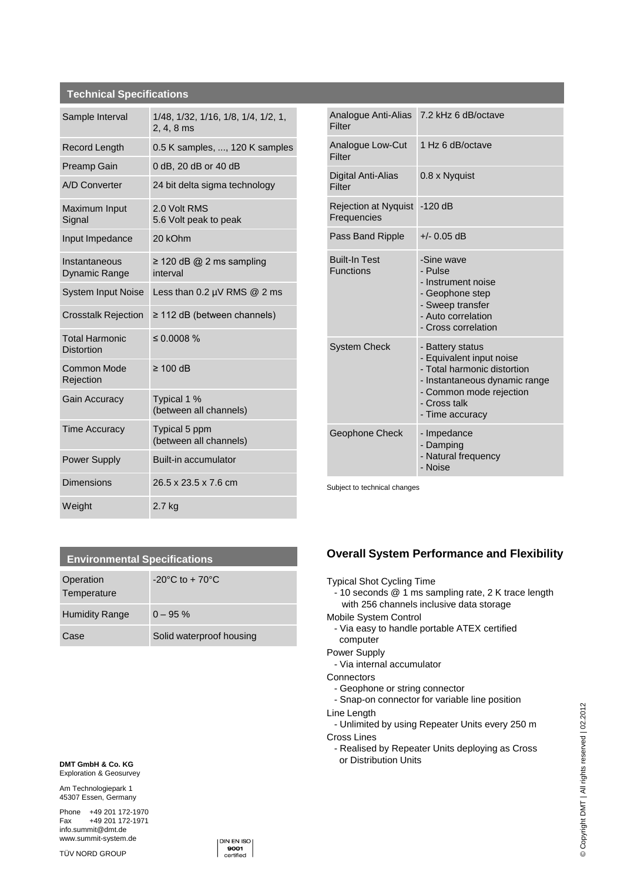## Technical Specifications

| | |
|---|---|
| Sample Interval | 1/48, 1/32, 1/16, 1/8, 1/4, 1/2, 1, 2, 4, 8 ms |
| Record Length | 0.5 K samples, ..., 120 K samples |
| Preamp Gain | 0 dB, 20 dB or 40 dB |
| A/D Converter | 24 bit delta sigma technology |
| Maximum Input Signal | 2.0 Volt RMS<br>5.6 Volt peak to peak |
| Input Impedance | 20 kOhm |
| Instantaneous Dynamic Range | ≥ 120 dB @ 2 ms sampling interval |
| System Input Noise | Less than 0.2 µV RMS @ 2 ms |
| Crosstalk Rejection | ≥ 112 dB (between channels) |
| Total Harmonic Distortion | ≤ 0.0008 % |
| Common Mode Rejection | ≥ 100 dB |
| Gain Accuracy | Typical 1 %<br>(between all channels) |
| Time Accuracy | Typical 5 ppm<br>(between all channels) |
| Power Supply | Built-in accumulator |
| Dimensions | 26.5 x 23.5 x 7.6 cm |
| Weight | 2.7 kg |
| Analogue Anti-Alias Filter | 7.2 kHz 6 dB/octave |
| Analogue Low-Cut Filter | 1 Hz 6 dB/octave |
| Digital Anti-Alias Filter | 0.8 x Nyquist |
| Rejection at Nyquist Frequencies | -120 dB |
| Pass Band Ripple | +/- 0.05 dB |
| Built-In Test Functions | -Sine wave<br>- Pulse<br>- Instrument noise<br>- Geophone step<br>- Sweep transfer<br>- Auto correlation<br>- Cross correlation |
| System Check | - Battery status<br>- Equivalent input noise<br>- Total harmonic distortion<br>- Instantaneous dynamic range<br>- Common mode rejection<br>- Cross talk<br>- Time accuracy |
| Geophone Check | - Impedance<br>- Damping<br>- Natural frequency<br>- Noise |

Subject to technical changes

## Environmental Specifications

| | |
|---|---|
| Operation Temperature | -20°C to + 70°C |
| Humidity Range | 0 – 95 % |
| Case | Solid waterproof housing |

## Overall System Performance and Flexibility

Typical Shot Cycling Time
- 10 seconds @ 1 ms sampling rate, 2 K trace length with 256 channels inclusive data storage

Mobile System Control
- Via easy to handle portable ATEX certified computer

Power Supply
- Via internal accumulator

Connectors
- Geophone or string connector
- Snap-on connector for variable line position

Line Length
- Unlimited by using Repeater Units every 250 m

Cross Lines
- Realised by Repeater Units deploying as Cross or Distribution Units

**DMT GmbH & Co. KG**
Exploration & Geosurvey

Am Technologiepark 1
45307 Essen, Germany

Phone +49 201 172-1970
Fax +49 201 172-1971
info.summit@dmt.de
www.summit-system.de

TÜV NORD GROUP

DIN EN ISO 9001 certified

© Copyright DMT | All rights reserved | 02.2012